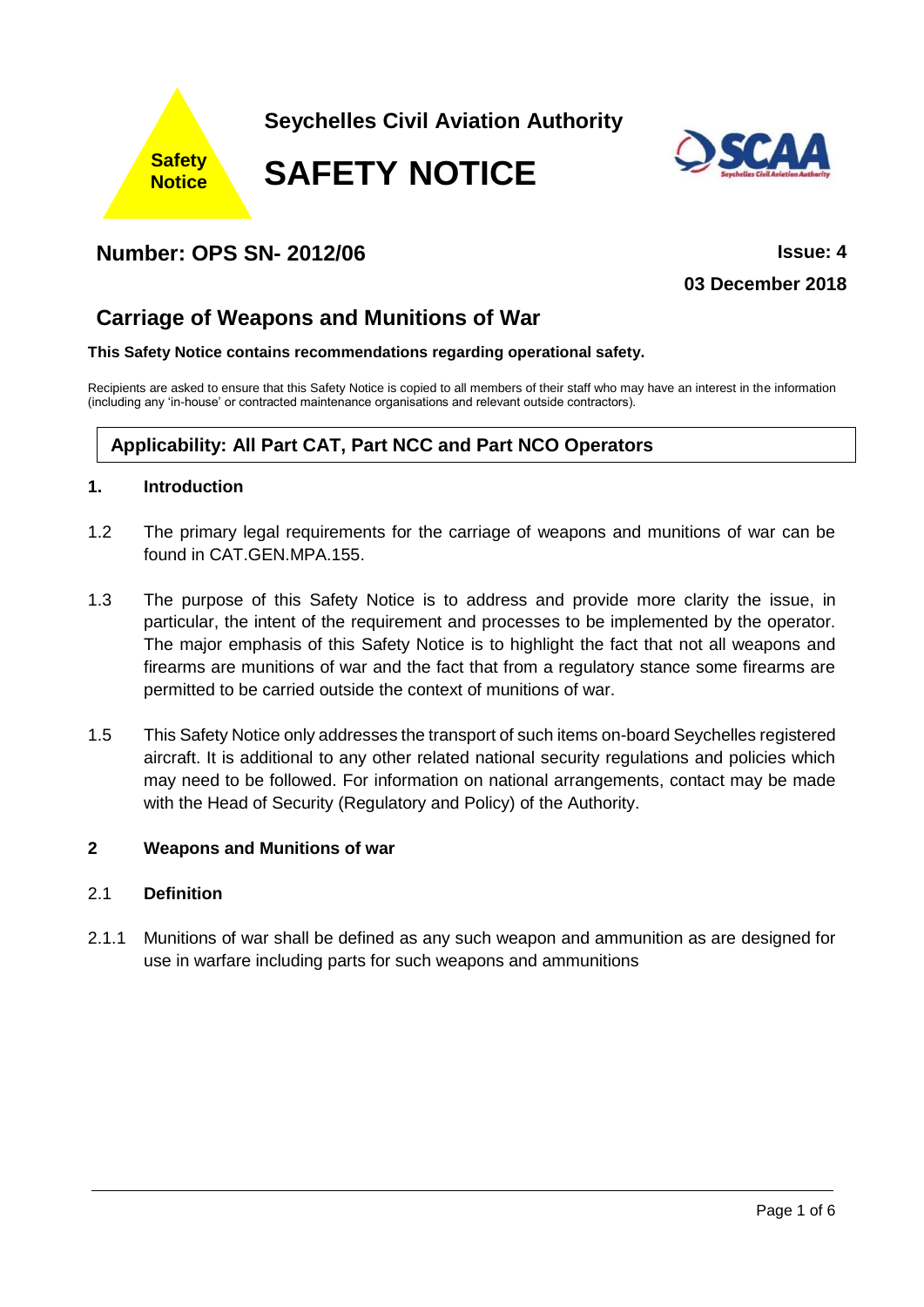Safety Notice

**Seychelles Civil Aviation Authority**

# SAFETY NOTICE

## Number: OPS SN- 2012/06

**Issue: 4**

**03 December 2018**

## Carriage of Weapons and Munitions of War

**This Safety Notice contains recommendations regarding operational safety.**

Recipients are asked to ensure that this Safety Notice is copied to all members of their staff who may have an interest in the information (including any 'in-house' or contracted maintenance organisations and relevant outside contractors).

**Applicability: All Part CAT, Part NCC and Part NCO Operators**

### 1. Introduction

1.2 The primary legal requirements for the carriage of weapons and munitions of war can be found in CAT.GEN.MPA.155.

1.3 The purpose of this Safety Notice is to address and provide more clarity the issue, in particular, the intent of the requirement and processes to be implemented by the operator. The major emphasis of this Safety Notice is to highlight the fact that not all weapons and firearms are munitions of war and the fact that from a regulatory stance some firearms are permitted to be carried outside the context of munitions of war.

1.5 This Safety Notice only addresses the transport of such items on-board Seychelles registered aircraft. It is additional to any other related national security regulations and policies which may need to be followed. For information on national arrangements, contact may be made with the Head of Security (Regulatory and Policy) of the Authority.

### 2 Weapons and Munitions of war

#### 2.1 Definition

2.1.1 Munitions of war shall be defined as any such weapon and ammunition as are designed for use in warfare including parts for such weapons and ammunitions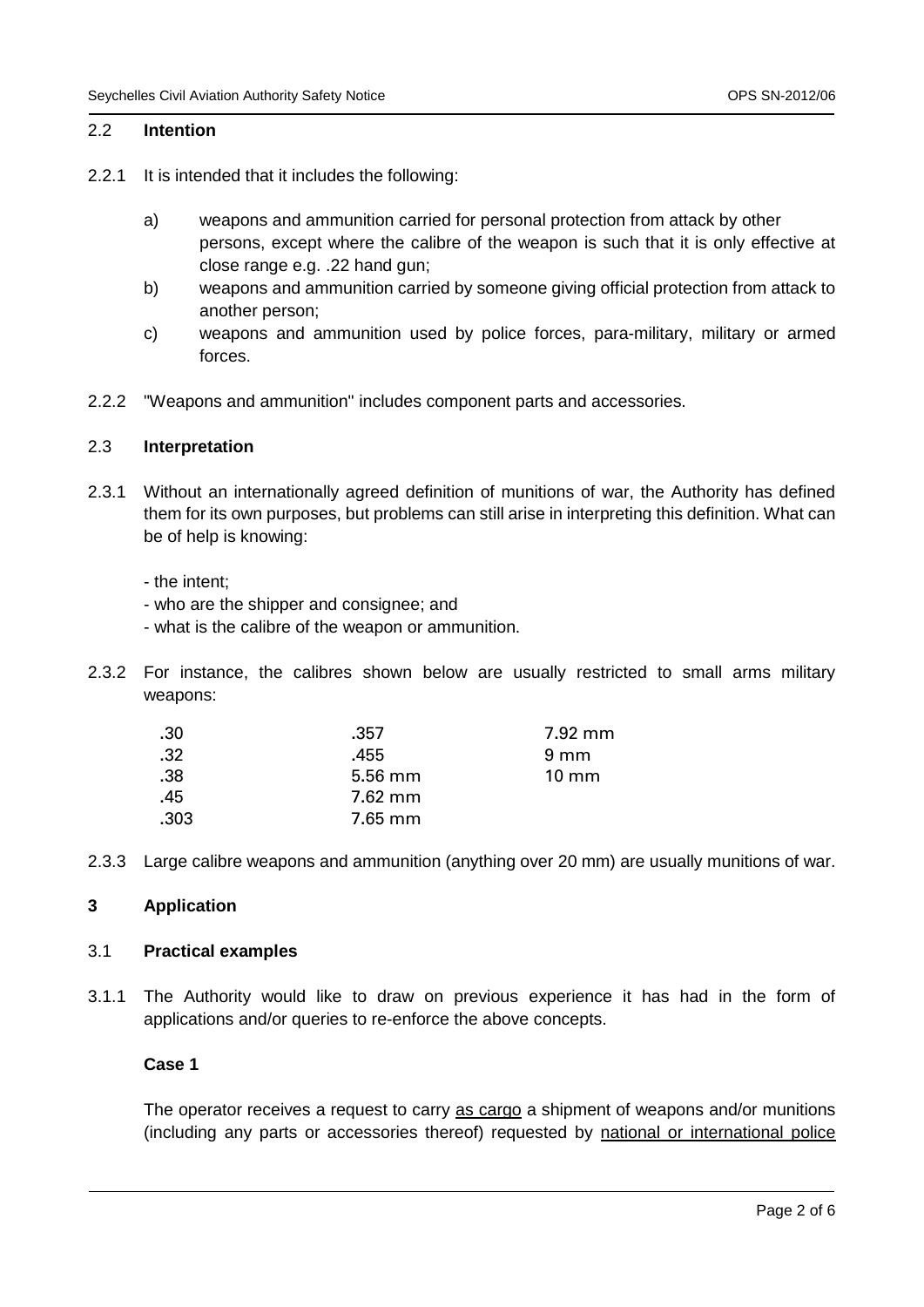### 2.2 **Intention**

2.2.1 It is intended that it includes the following:

a) weapons and ammunition carried for personal protection from attack by other persons, except where the calibre of the weapon is such that it is only effective at close range e.g. .22 hand gun;

b) weapons and ammunition carried by someone giving official protection from attack to another person;

c) weapons and ammunition used by police forces, para-military, military or armed forces.

2.2.2 "Weapons and ammunition" includes component parts and accessories.

### 2.3 **Interpretation**

2.3.1 Without an internationally agreed definition of munitions of war, the Authority has defined them for its own purposes, but problems can still arise in interpreting this definition. What can be of help is knowing:

- the intent;
- who are the shipper and consignee; and
- what is the calibre of the weapon or ammunition.

2.3.2 For instance, the calibres shown below are usually restricted to small arms military weapons:

| | | |
|---|---|---|
| .30 | .357 | 7.92 mm |
| .32 | .455 | 9 mm |
| .38 | 5.56 mm | 10 mm |
| .45 | 7.62 mm | |
| .303 | 7.65 mm | |

2.3.3 Large calibre weapons and ammunition (anything over 20 mm) are usually munitions of war.

## 3 **Application**

### 3.1 **Practical examples**

3.1.1 The Authority would like to draw on previous experience it has had in the form of applications and/or queries to re-enforce the above concepts.

**Case 1**

The operator receives a request to carry as cargo a shipment of weapons and/or munitions (including any parts or accessories thereof) requested by national or international police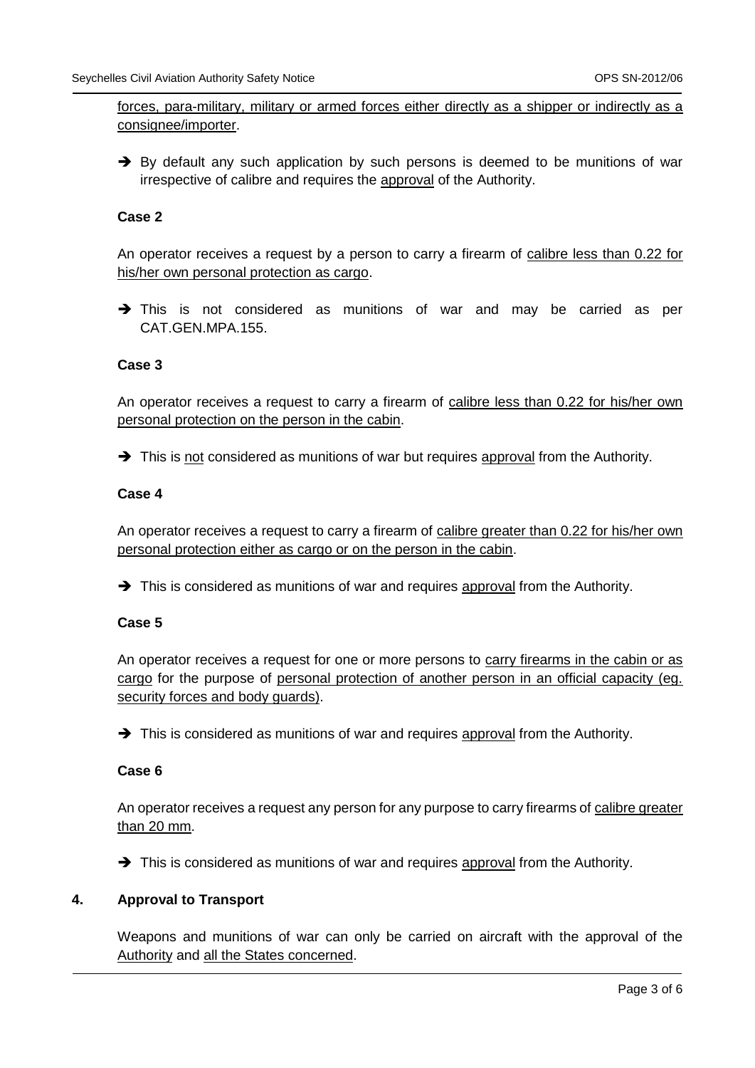forces, para-military, military or armed forces either directly as a shipper or indirectly as a consignee/importer.

➔ By default any such application by such persons is deemed to be munitions of war irrespective of calibre and requires the approval of the Authority.

**Case 2**

An operator receives a request by a person to carry a firearm of calibre less than 0.22 for his/her own personal protection as cargo.

➔ This is not considered as munitions of war and may be carried as per CAT.GEN.MPA.155.

**Case 3**

An operator receives a request to carry a firearm of calibre less than 0.22 for his/her own personal protection on the person in the cabin.

➔ This is not considered as munitions of war but requires approval from the Authority.

**Case 4**

An operator receives a request to carry a firearm of calibre greater than 0.22 for his/her own personal protection either as cargo or on the person in the cabin.

➔ This is considered as munitions of war and requires approval from the Authority.

**Case 5**

An operator receives a request for one or more persons to carry firearms in the cabin or as cargo for the purpose of personal protection of another person in an official capacity (eg. security forces and body guards).

➔ This is considered as munitions of war and requires approval from the Authority.

**Case 6**

An operator receives a request any person for any purpose to carry firearms of calibre greater than 20 mm.

➔ This is considered as munitions of war and requires approval from the Authority.

## 4. Approval to Transport

Weapons and munitions of war can only be carried on aircraft with the approval of the Authority and all the States concerned.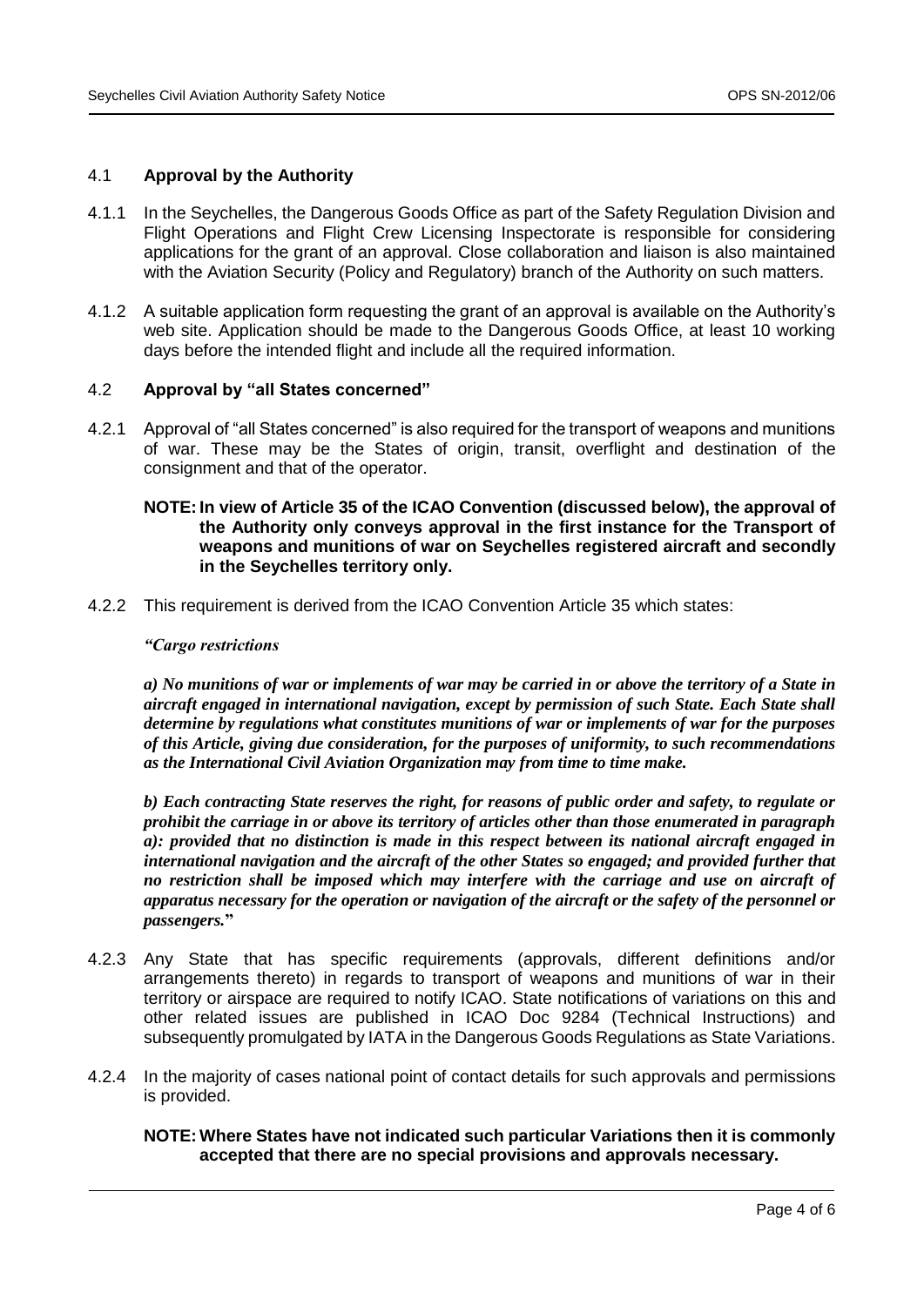### 4.1 **Approval by the Authority**

4.1.1 In the Seychelles, the Dangerous Goods Office as part of the Safety Regulation Division and Flight Operations and Flight Crew Licensing Inspectorate is responsible for considering applications for the grant of an approval. Close collaboration and liaison is also maintained with the Aviation Security (Policy and Regulatory) branch of the Authority on such matters.

4.1.2 A suitable application form requesting the grant of an approval is available on the Authority's web site. Application should be made to the Dangerous Goods Office, at least 10 working days before the intended flight and include all the required information.

### 4.2 **Approval by "all States concerned"**

4.2.1 Approval of "all States concerned" is also required for the transport of weapons and munitions of war. These may be the States of origin, transit, overflight and destination of the consignment and that of the operator.

**NOTE: In view of Article 35 of the ICAO Convention (discussed below), the approval of the Authority only conveys approval in the first instance for the Transport of weapons and munitions of war on Seychelles registered aircraft and secondly in the Seychelles territory only.**

4.2.2 This requirement is derived from the ICAO Convention Article 35 which states:

***"Cargo restrictions***

***a) No munitions of war or implements of war may be carried in or above the territory of a State in aircraft engaged in international navigation, except by permission of such State. Each State shall determine by regulations what constitutes munitions of war or implements of war for the purposes of this Article, giving due consideration, for the purposes of uniformity, to such recommendations as the International Civil Aviation Organization may from time to time make.***

***b) Each contracting State reserves the right, for reasons of public order and safety, to regulate or prohibit the carriage in or above its territory of articles other than those enumerated in paragraph a): provided that no distinction is made in this respect between its national aircraft engaged in international navigation and the aircraft of the other States so engaged; and provided further that no restriction shall be imposed which may interfere with the carriage and use on aircraft of apparatus necessary for the operation or navigation of the aircraft or the safety of the personnel or passengers.***"

4.2.3 Any State that has specific requirements (approvals, different definitions and/or arrangements thereto) in regards to transport of weapons and munitions of war in their territory or airspace are required to notify ICAO. State notifications of variations on this and other related issues are published in ICAO Doc 9284 (Technical Instructions) and subsequently promulgated by IATA in the Dangerous Goods Regulations as State Variations.

4.2.4 In the majority of cases national point of contact details for such approvals and permissions is provided.

**NOTE: Where States have not indicated such particular Variations then it is commonly accepted that there are no special provisions and approvals necessary.**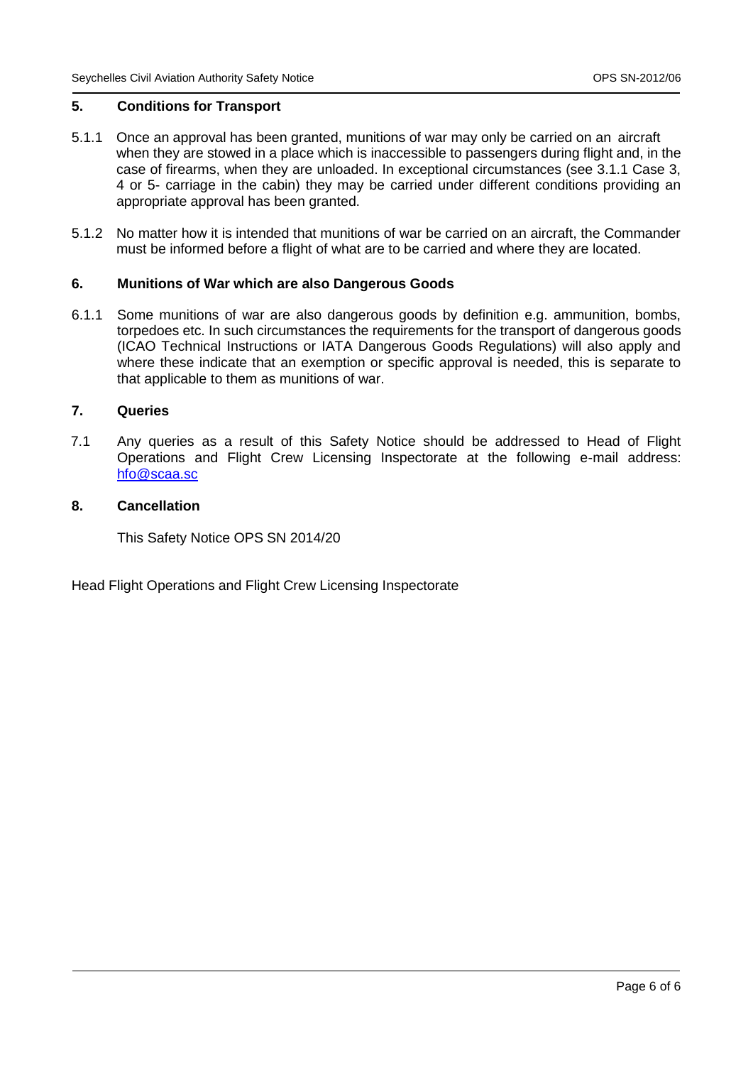## 5. Conditions for Transport

5.1.1 Once an approval has been granted, munitions of war may only be carried on an aircraft when they are stowed in a place which is inaccessible to passengers during flight and, in the case of firearms, when they are unloaded. In exceptional circumstances (see 3.1.1 Case 3, 4 or 5- carriage in the cabin) they may be carried under different conditions providing an appropriate approval has been granted.

5.1.2 No matter how it is intended that munitions of war be carried on an aircraft, the Commander must be informed before a flight of what are to be carried and where they are located.

## 6. Munitions of War which are also Dangerous Goods

6.1.1 Some munitions of war are also dangerous goods by definition e.g. ammunition, bombs, torpedoes etc. In such circumstances the requirements for the transport of dangerous goods (ICAO Technical Instructions or IATA Dangerous Goods Regulations) will also apply and where these indicate that an exemption or specific approval is needed, this is separate to that applicable to them as munitions of war.

## 7. Queries

7.1 Any queries as a result of this Safety Notice should be addressed to Head of Flight Operations and Flight Crew Licensing Inspectorate at the following e-mail address: hfo@scaa.sc

## 8. Cancellation

This Safety Notice OPS SN 2014/20

Head Flight Operations and Flight Crew Licensing Inspectorate